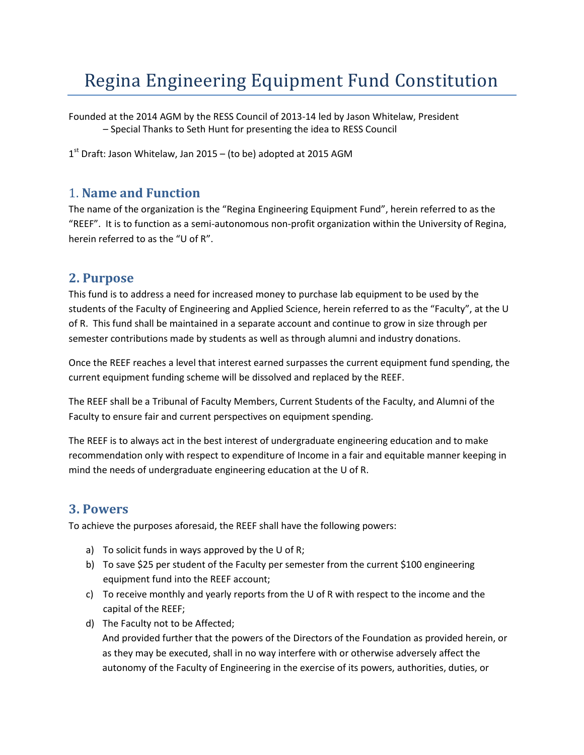# Regina Engineering Equipment Fund Constitution

Founded at the 2014 AGM by the RESS Council of 2013-14 led by Jason Whitelaw, President
– Special Thanks to Seth Hunt for presenting the idea to RESS Council

1st Draft: Jason Whitelaw, Jan 2015 – (to be) adopted at 2015 AGM

## 1. Name and Function

The name of the organization is the "Regina Engineering Equipment Fund", herein referred to as the "REEF". It is to function as a semi-autonomous non-profit organization within the University of Regina, herein referred to as the "U of R".

## 2. Purpose

This fund is to address a need for increased money to purchase lab equipment to be used by the students of the Faculty of Engineering and Applied Science, herein referred to as the "Faculty", at the U of R. This fund shall be maintained in a separate account and continue to grow in size through per semester contributions made by students as well as through alumni and industry donations.

Once the REEF reaches a level that interest earned surpasses the current equipment fund spending, the current equipment funding scheme will be dissolved and replaced by the REEF.

The REEF shall be a Tribunal of Faculty Members, Current Students of the Faculty, and Alumni of the Faculty to ensure fair and current perspectives on equipment spending.

The REEF is to always act in the best interest of undergraduate engineering education and to make recommendation only with respect to expenditure of Income in a fair and equitable manner keeping in mind the needs of undergraduate engineering education at the U of R.

## 3. Powers

To achieve the purposes aforesaid, the REEF shall have the following powers:

a) To solicit funds in ways approved by the U of R;
b) To save $25 per student of the Faculty per semester from the current $100 engineering equipment fund into the REEF account;
c) To receive monthly and yearly reports from the U of R with respect to the income and the capital of the REEF;
d) The Faculty not to be Affected;
And provided further that the powers of the Directors of the Foundation as provided herein, or as they may be executed, shall in no way interfere with or otherwise adversely affect the autonomy of the Faculty of Engineering in the exercise of its powers, authorities, duties, or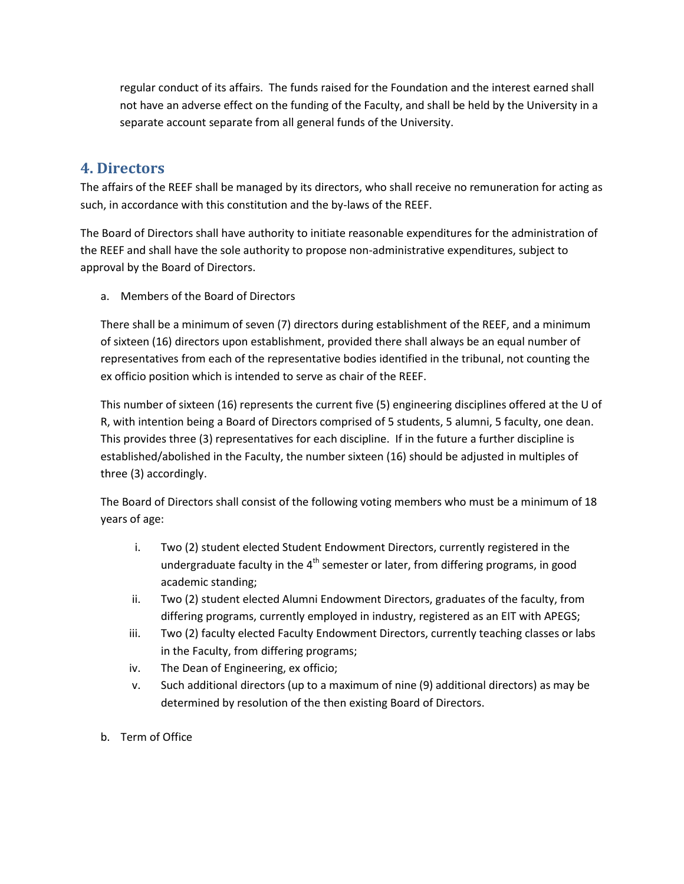regular conduct of its affairs. The funds raised for the Foundation and the interest earned shall not have an adverse effect on the funding of the Faculty, and shall be held by the University in a separate account separate from all general funds of the University.

## 4. Directors

The affairs of the REEF shall be managed by its directors, who shall receive no remuneration for acting as such, in accordance with this constitution and the by-laws of the REEF.

The Board of Directors shall have authority to initiate reasonable expenditures for the administration of the REEF and shall have the sole authority to propose non-administrative expenditures, subject to approval by the Board of Directors.

a. Members of the Board of Directors

There shall be a minimum of seven (7) directors during establishment of the REEF, and a minimum of sixteen (16) directors upon establishment, provided there shall always be an equal number of representatives from each of the representative bodies identified in the tribunal, not counting the ex officio position which is intended to serve as chair of the REEF.

This number of sixteen (16) represents the current five (5) engineering disciplines offered at the U of R, with intention being a Board of Directors comprised of 5 students, 5 alumni, 5 faculty, one dean. This provides three (3) representatives for each discipline. If in the future a further discipline is established/abolished in the Faculty, the number sixteen (16) should be adjusted in multiples of three (3) accordingly.

The Board of Directors shall consist of the following voting members who must be a minimum of 18 years of age:

i. Two (2) student elected Student Endowment Directors, currently registered in the undergraduate faculty in the 4th semester or later, from differing programs, in good academic standing;
ii. Two (2) student elected Alumni Endowment Directors, graduates of the faculty, from differing programs, currently employed in industry, registered as an EIT with APEGS;
iii. Two (2) faculty elected Faculty Endowment Directors, currently teaching classes or labs in the Faculty, from differing programs;
iv. The Dean of Engineering, ex officio;
v. Such additional directors (up to a maximum of nine (9) additional directors) as may be determined by resolution of the then existing Board of Directors.

b. Term of Office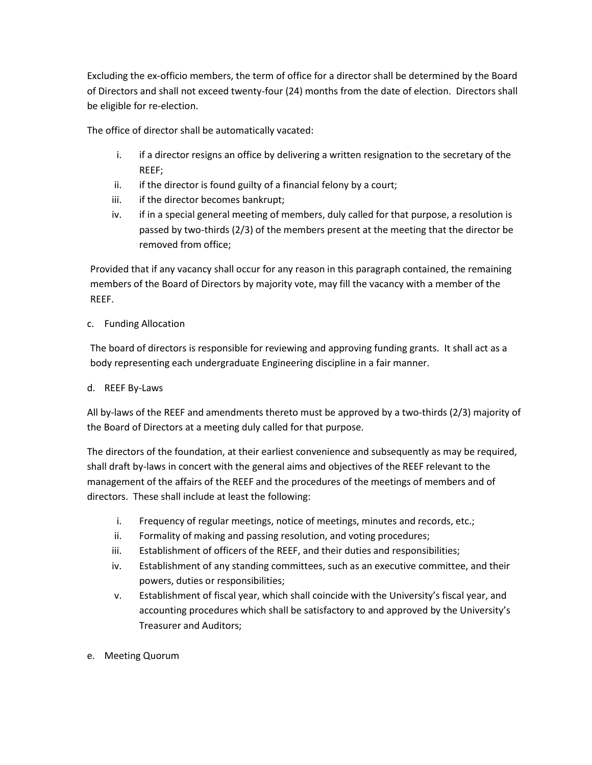Excluding the ex-officio members, the term of office for a director shall be determined by the Board of Directors and shall not exceed twenty-four (24) months from the date of election. Directors shall be eligible for re-election.

The office of director shall be automatically vacated:

i. if a director resigns an office by delivering a written resignation to the secretary of the REEF;
ii. if the director is found guilty of a financial felony by a court;
iii. if the director becomes bankrupt;
iv. if in a special general meeting of members, duly called for that purpose, a resolution is passed by two-thirds (2/3) of the members present at the meeting that the director be removed from office;

Provided that if any vacancy shall occur for any reason in this paragraph contained, the remaining members of the Board of Directors by majority vote, may fill the vacancy with a member of the REEF.

c. Funding Allocation

The board of directors is responsible for reviewing and approving funding grants. It shall act as a body representing each undergraduate Engineering discipline in a fair manner.

d. REEF By-Laws

All by-laws of the REEF and amendments thereto must be approved by a two-thirds (2/3) majority of the Board of Directors at a meeting duly called for that purpose.

The directors of the foundation, at their earliest convenience and subsequently as may be required, shall draft by-laws in concert with the general aims and objectives of the REEF relevant to the management of the affairs of the REEF and the procedures of the meetings of members and of directors. These shall include at least the following:

i. Frequency of regular meetings, notice of meetings, minutes and records, etc.;
ii. Formality of making and passing resolution, and voting procedures;
iii. Establishment of officers of the REEF, and their duties and responsibilities;
iv. Establishment of any standing committees, such as an executive committee, and their powers, duties or responsibilities;
v. Establishment of fiscal year, which shall coincide with the University's fiscal year, and accounting procedures which shall be satisfactory to and approved by the University's Treasurer and Auditors;

e. Meeting Quorum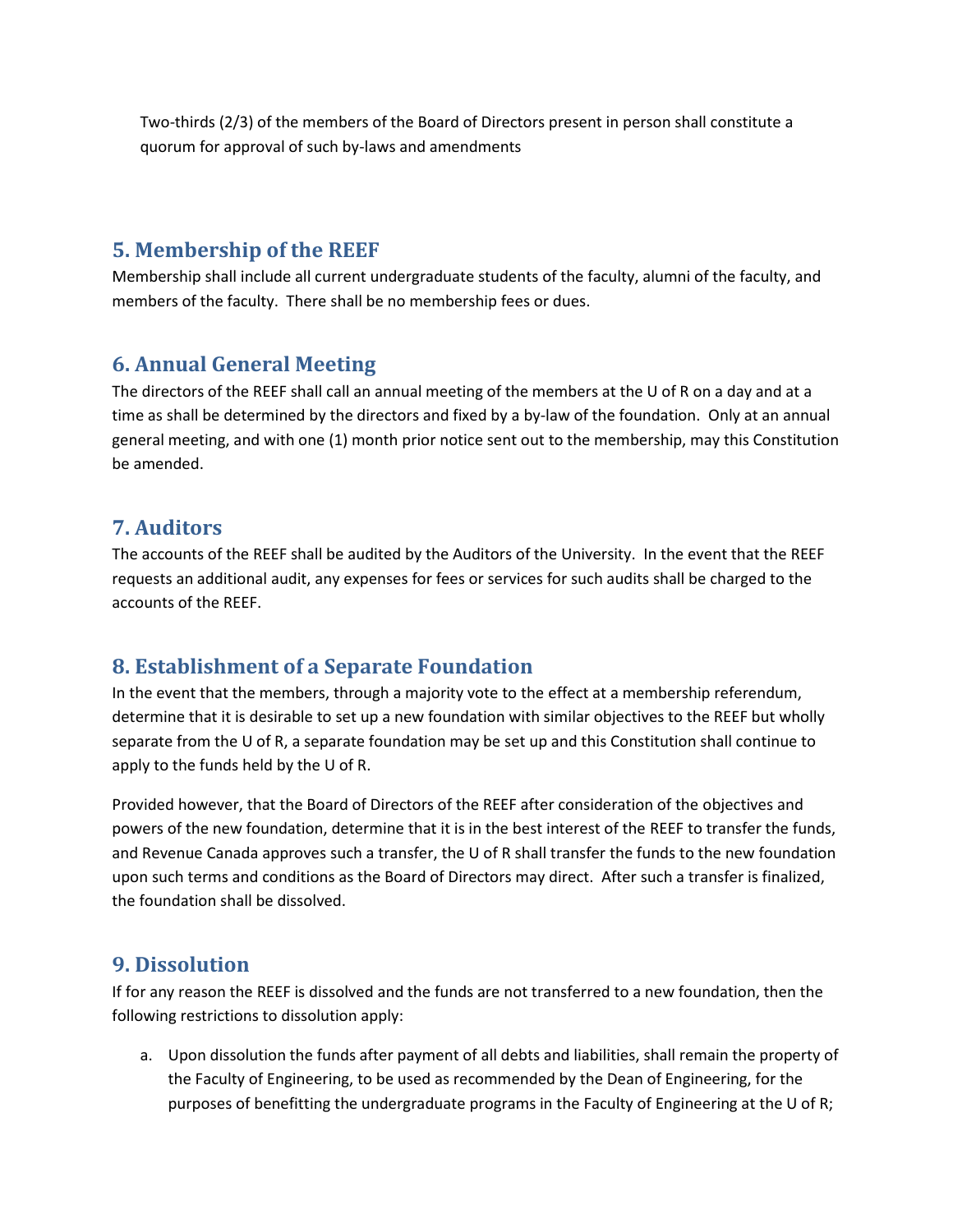Two-thirds (2/3) of the members of the Board of Directors present in person shall constitute a quorum for approval of such by-laws and amendments

## 5. Membership of the REEF

Membership shall include all current undergraduate students of the faculty, alumni of the faculty, and members of the faculty.  There shall be no membership fees or dues.

## 6. Annual General Meeting

The directors of the REEF shall call an annual meeting of the members at the U of R on a day and at a time as shall be determined by the directors and fixed by a by-law of the foundation.  Only at an annual general meeting, and with one (1) month prior notice sent out to the membership, may this Constitution be amended.

## 7. Auditors

The accounts of the REEF shall be audited by the Auditors of the University.  In the event that the REEF requests an additional audit, any expenses for fees or services for such audits shall be charged to the accounts of the REEF.

## 8. Establishment of a Separate Foundation

In the event that the members, through a majority vote to the effect at a membership referendum, determine that it is desirable to set up a new foundation with similar objectives to the REEF but wholly separate from the U of R, a separate foundation may be set up and this Constitution shall continue to apply to the funds held by the U of R.

Provided however, that the Board of Directors of the REEF after consideration of the objectives and powers of the new foundation, determine that it is in the best interest of the REEF to transfer the funds, and Revenue Canada approves such a transfer, the U of R shall transfer the funds to the new foundation upon such terms and conditions as the Board of Directors may direct.  After such a transfer is finalized, the foundation shall be dissolved.

## 9. Dissolution

If for any reason the REEF is dissolved and the funds are not transferred to a new foundation, then the following restrictions to dissolution apply:

a. Upon dissolution the funds after payment of all debts and liabilities, shall remain the property of the Faculty of Engineering, to be used as recommended by the Dean of Engineering, for the purposes of benefitting the undergraduate programs in the Faculty of Engineering at the U of R;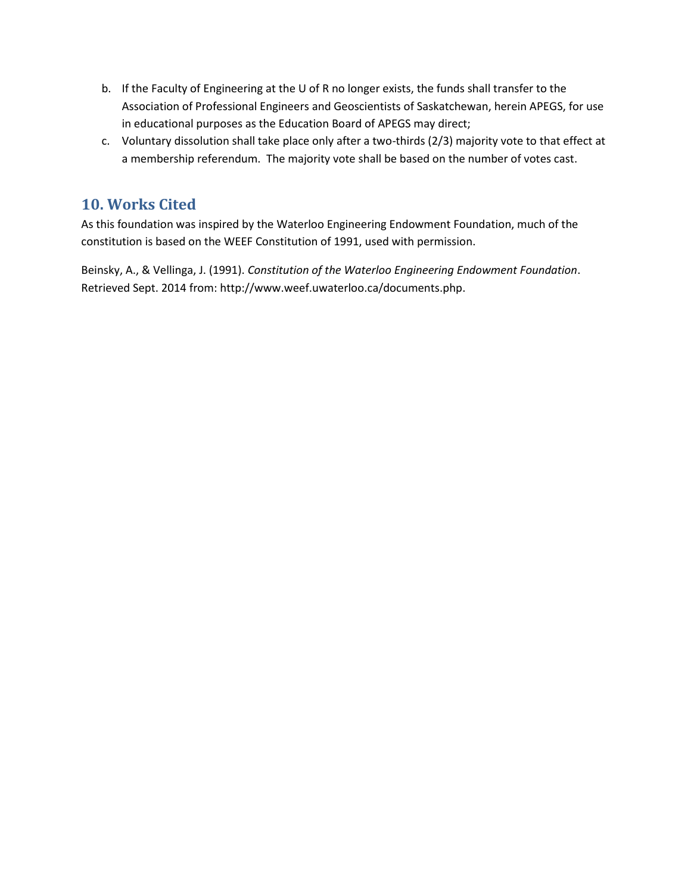b. If the Faculty of Engineering at the U of R no longer exists, the funds shall transfer to the Association of Professional Engineers and Geoscientists of Saskatchewan, herein APEGS, for use in educational purposes as the Education Board of APEGS may direct;

c. Voluntary dissolution shall take place only after a two-thirds (2/3) majority vote to that effect at a membership referendum. The majority vote shall be based on the number of votes cast.

## 10. Works Cited

As this foundation was inspired by the Waterloo Engineering Endowment Foundation, much of the constitution is based on the WEEF Constitution of 1991, used with permission.

Beinsky, A., & Vellinga, J. (1991). *Constitution of the Waterloo Engineering Endowment Foundation*. Retrieved Sept. 2014 from: http://www.weef.uwaterloo.ca/documents.php.